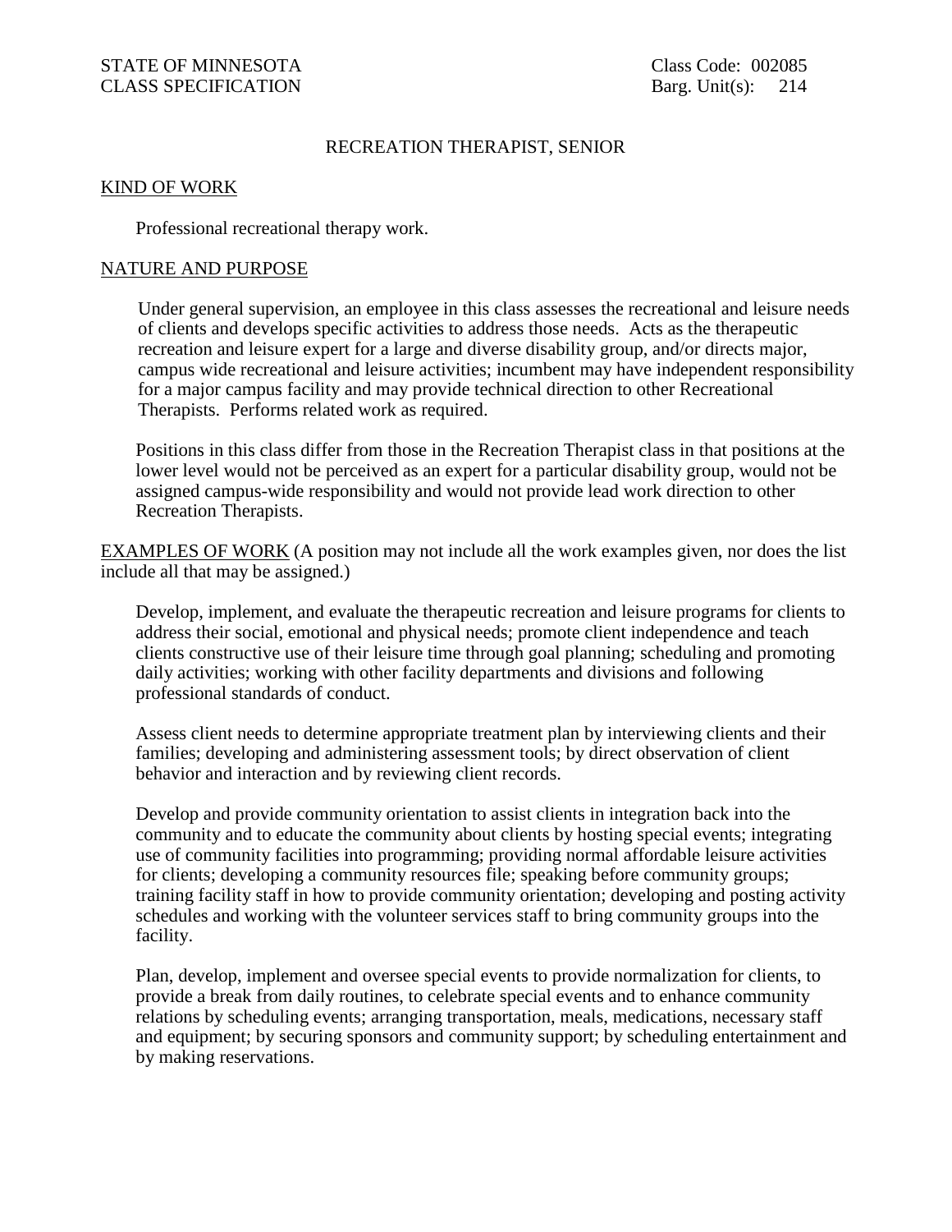STATE OF MINNESOTA
CLASS SPECIFICATION

Class Code: 002085
Barg. Unit(s): 214

# RECREATION THERAPIST, SENIOR

## KIND OF WORK

Professional recreational therapy work.

## NATURE AND PURPOSE

Under general supervision, an employee in this class assesses the recreational and leisure needs of clients and develops specific activities to address those needs. Acts as the therapeutic recreation and leisure expert for a large and diverse disability group, and/or directs major, campus wide recreational and leisure activities; incumbent may have independent responsibility for a major campus facility and may provide technical direction to other Recreational Therapists. Performs related work as required.

Positions in this class differ from those in the Recreation Therapist class in that positions at the lower level would not be perceived as an expert for a particular disability group, would not be assigned campus-wide responsibility and would not provide lead work direction to other Recreation Therapists.

## EXAMPLES OF WORK

(A position may not include all the work examples given, nor does the list include all that may be assigned.)

Develop, implement, and evaluate the therapeutic recreation and leisure programs for clients to address their social, emotional and physical needs; promote client independence and teach clients constructive use of their leisure time through goal planning; scheduling and promoting daily activities; working with other facility departments and divisions and following professional standards of conduct.

Assess client needs to determine appropriate treatment plan by interviewing clients and their families; developing and administering assessment tools; by direct observation of client behavior and interaction and by reviewing client records.

Develop and provide community orientation to assist clients in integration back into the community and to educate the community about clients by hosting special events; integrating use of community facilities into programming; providing normal affordable leisure activities for clients; developing a community resources file; speaking before community groups; training facility staff in how to provide community orientation; developing and posting activity schedules and working with the volunteer services staff to bring community groups into the facility.

Plan, develop, implement and oversee special events to provide normalization for clients, to provide a break from daily routines, to celebrate special events and to enhance community relations by scheduling events; arranging transportation, meals, medications, necessary staff and equipment; by securing sponsors and community support; by scheduling entertainment and by making reservations.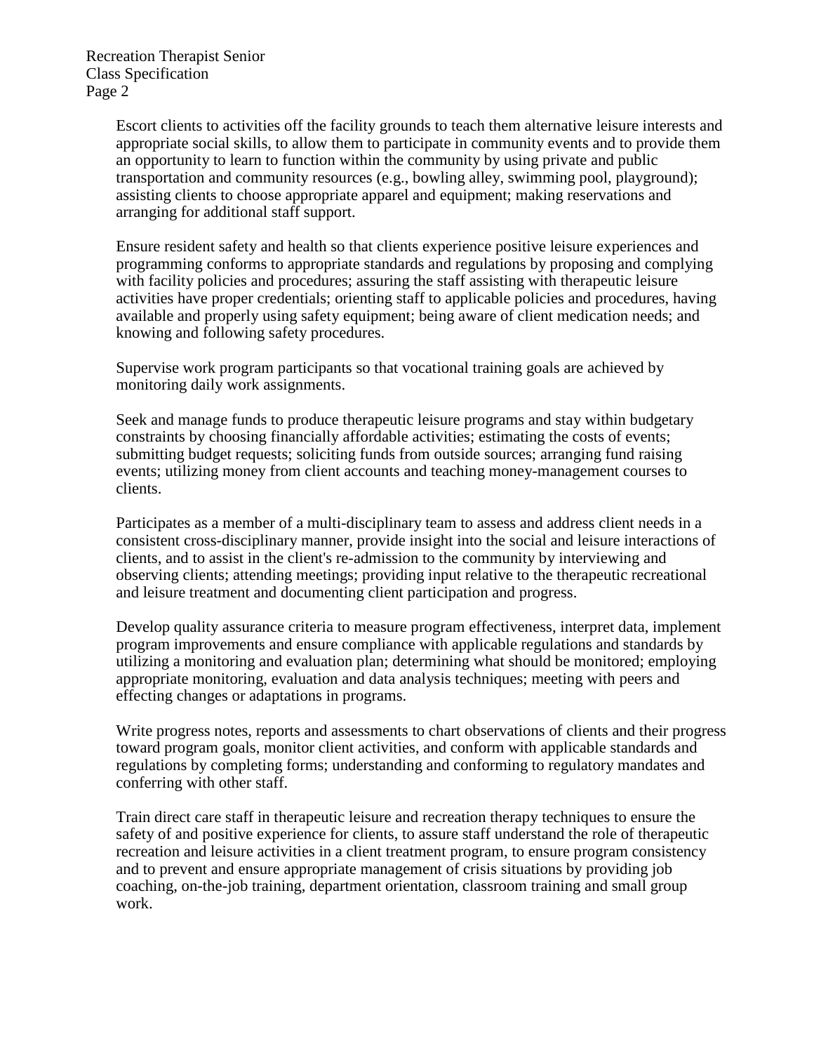Escort clients to activities off the facility grounds to teach them alternative leisure interests and appropriate social skills, to allow them to participate in community events and to provide them an opportunity to learn to function within the community by using private and public transportation and community resources (e.g., bowling alley, swimming pool, playground); assisting clients to choose appropriate apparel and equipment; making reservations and arranging for additional staff support.

Ensure resident safety and health so that clients experience positive leisure experiences and programming conforms to appropriate standards and regulations by proposing and complying with facility policies and procedures; assuring the staff assisting with therapeutic leisure activities have proper credentials; orienting staff to applicable policies and procedures, having available and properly using safety equipment; being aware of client medication needs; and knowing and following safety procedures.

Supervise work program participants so that vocational training goals are achieved by monitoring daily work assignments.

Seek and manage funds to produce therapeutic leisure programs and stay within budgetary constraints by choosing financially affordable activities; estimating the costs of events; submitting budget requests; soliciting funds from outside sources; arranging fund raising events; utilizing money from client accounts and teaching money-management courses to clients.

Participates as a member of a multi-disciplinary team to assess and address client needs in a consistent cross-disciplinary manner, provide insight into the social and leisure interactions of clients, and to assist in the client's re-admission to the community by interviewing and observing clients; attending meetings; providing input relative to the therapeutic recreational and leisure treatment and documenting client participation and progress.

Develop quality assurance criteria to measure program effectiveness, interpret data, implement program improvements and ensure compliance with applicable regulations and standards by utilizing a monitoring and evaluation plan; determining what should be monitored; employing appropriate monitoring, evaluation and data analysis techniques; meeting with peers and effecting changes or adaptations in programs.

Write progress notes, reports and assessments to chart observations of clients and their progress toward program goals, monitor client activities, and conform with applicable standards and regulations by completing forms; understanding and conforming to regulatory mandates and conferring with other staff.

Train direct care staff in therapeutic leisure and recreation therapy techniques to ensure the safety of and positive experience for clients, to assure staff understand the role of therapeutic recreation and leisure activities in a client treatment program, to ensure program consistency and to prevent and ensure appropriate management of crisis situations by providing job coaching, on-the-job training, department orientation, classroom training and small group work.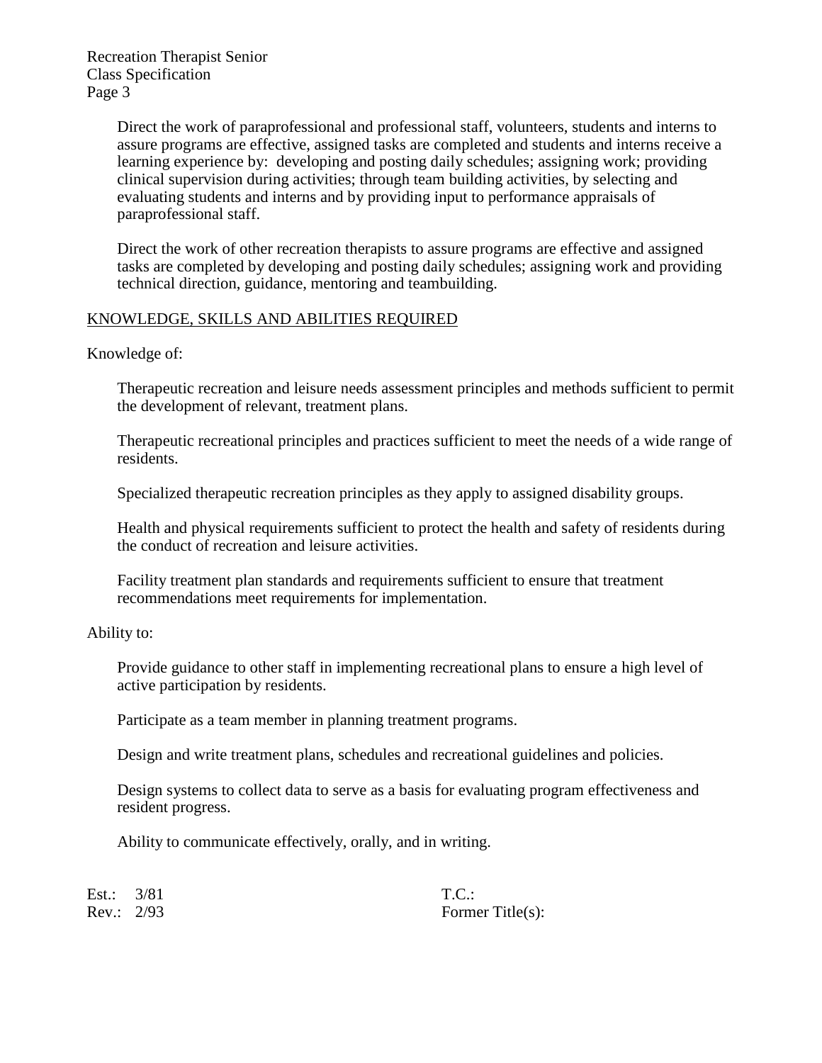Direct the work of paraprofessional and professional staff, volunteers, students and interns to assure programs are effective, assigned tasks are completed and students and interns receive a learning experience by: developing and posting daily schedules; assigning work; providing clinical supervision during activities; through team building activities, by selecting and evaluating students and interns and by providing input to performance appraisals of paraprofessional staff.

Direct the work of other recreation therapists to assure programs are effective and assigned tasks are completed by developing and posting daily schedules; assigning work and providing technical direction, guidance, mentoring and teambuilding.

## KNOWLEDGE, SKILLS AND ABILITIES REQUIRED

Knowledge of:

Therapeutic recreation and leisure needs assessment principles and methods sufficient to permit the development of relevant, treatment plans.

Therapeutic recreational principles and practices sufficient to meet the needs of a wide range of residents.

Specialized therapeutic recreation principles as they apply to assigned disability groups.

Health and physical requirements sufficient to protect the health and safety of residents during the conduct of recreation and leisure activities.

Facility treatment plan standards and requirements sufficient to ensure that treatment recommendations meet requirements for implementation.

Ability to:

Provide guidance to other staff in implementing recreational plans to ensure a high level of active participation by residents.

Participate as a team member in planning treatment programs.

Design and write treatment plans, schedules and recreational guidelines and policies.

Design systems to collect data to serve as a basis for evaluating program effectiveness and resident progress.

Ability to communicate effectively, orally, and in writing.

Est.: 3/81
Rev.: 2/93

T.C.:
Former Title(s):